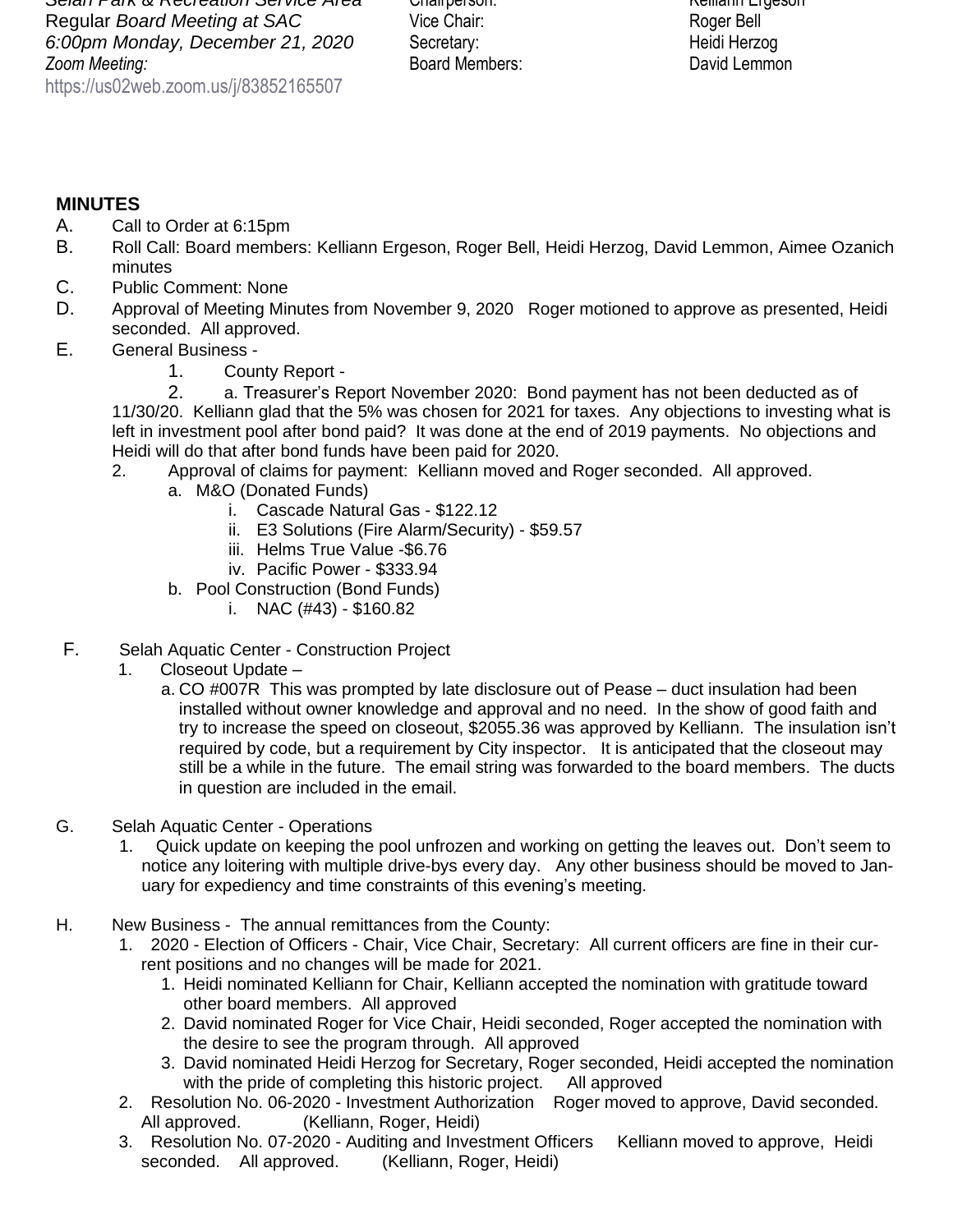Selah Park & Recreation Service Area
Regular *Board Meeting at SAC*
*6:00pm Monday, December 21, 2020*
*Zoom Meeting:*
https://us02web.zoom.us/j/83852165507

Chairperson: Kelliann Ergeson
Vice Chair: Roger Bell
Secretary: Heidi Herzog
Board Members: David Lemmon

**MINUTES**

A. Call to Order at 6:15pm

B. Roll Call: Board members: Kelliann Ergeson, Roger Bell, Heidi Herzog, David Lemmon, Aimee Ozanich minutes

C. Public Comment: None

D. Approval of Meeting Minutes from November 9, 2020 Roger motioned to approve as presented, Heidi seconded. All approved.

E. General Business -

1. County Report -

2. a. Treasurer's Report November 2020: Bond payment has not been deducted as of 11/30/20. Kelliann glad that the 5% was chosen for 2021 for taxes. Any objections to investing what is left in investment pool after bond paid? It was done at the end of 2019 payments. No objections and Heidi will do that after bond funds have been paid for 2020.

2. Approval of claims for payment: Kelliann moved and Roger seconded. All approved.
   a. M&O (Donated Funds)
      i. Cascade Natural Gas - $122.12
      ii. E3 Solutions (Fire Alarm/Security) - $59.57
      iii. Helms True Value -$6.76
      iv. Pacific Power - $333.94
   b. Pool Construction (Bond Funds)
      i. NAC (#43) - $160.82

F. Selah Aquatic Center - Construction Project

1. Closeout Update –
   a. CO #007R This was prompted by late disclosure out of Pease – duct insulation had been installed without owner knowledge and approval and no need. In the show of good faith and try to increase the speed on closeout, $2055.36 was approved by Kelliann. The insulation isn't required by code, but a requirement by City inspector. It is anticipated that the closeout may still be a while in the future. The email string was forwarded to the board members. The ducts in question are included in the email.

G. Selah Aquatic Center - Operations

1. Quick update on keeping the pool unfrozen and working on getting the leaves out. Don't seem to notice any loitering with multiple drive-bys every day. Any other business should be moved to January for expediency and time constraints of this evening's meeting.

H. New Business - The annual remittances from the County:

1. 2020 - Election of Officers - Chair, Vice Chair, Secretary: All current officers are fine in their current positions and no changes will be made for 2021.
   1. Heidi nominated Kelliann for Chair, Kelliann accepted the nomination with gratitude toward other board members. All approved
   2. David nominated Roger for Vice Chair, Heidi seconded, Roger accepted the nomination with the desire to see the program through. All approved
   3. David nominated Heidi Herzog for Secretary, Roger seconded, Heidi accepted the nomination with the pride of completing this historic project. All approved
2. Resolution No. 06-2020 - Investment Authorization Roger moved to approve, David seconded. All approved. (Kelliann, Roger, Heidi)
3. Resolution No. 07-2020 - Auditing and Investment Officers Kelliann moved to approve, Heidi seconded. All approved. (Kelliann, Roger, Heidi)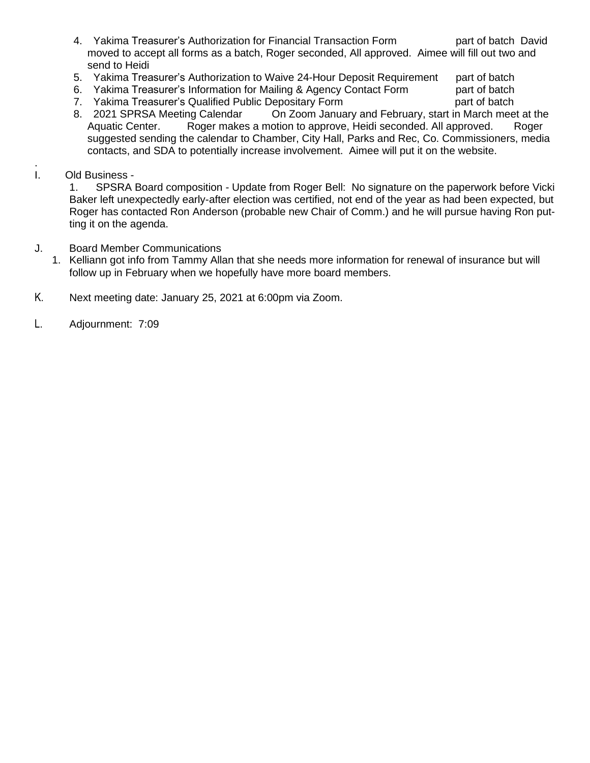4. Yakima Treasurer's Authorization for Financial Transaction Form part of batch David moved to accept all forms as a batch, Roger seconded, All approved. Aimee will fill out two and send to Heidi
5. Yakima Treasurer's Authorization to Waive 24-Hour Deposit Requirement part of batch
6. Yakima Treasurer's Information for Mailing & Agency Contact Form part of batch
7. Yakima Treasurer's Qualified Public Depositary Form part of batch
8. 2021 SPRSA Meeting Calendar On Zoom January and February, start in March meet at the Aquatic Center. Roger makes a motion to approve, Heidi seconded. All approved. Roger suggested sending the calendar to Chamber, City Hall, Parks and Rec, Co. Commissioners, media contacts, and SDA to potentially increase involvement. Aimee will put it on the website.

.

I. Old Business -

1. SPSRA Board composition - Update from Roger Bell: No signature on the paperwork before Vicki Baker left unexpectedly early-after election was certified, not end of the year as had been expected, but Roger has contacted Ron Anderson (probable new Chair of Comm.) and he will pursue having Ron putting it on the agenda.

J. Board Member Communications

1. Kelliann got info from Tammy Allan that she needs more information for renewal of insurance but will follow up in February when we hopefully have more board members.

K. Next meeting date: January 25, 2021 at 6:00pm via Zoom.

L. Adjournment: 7:09